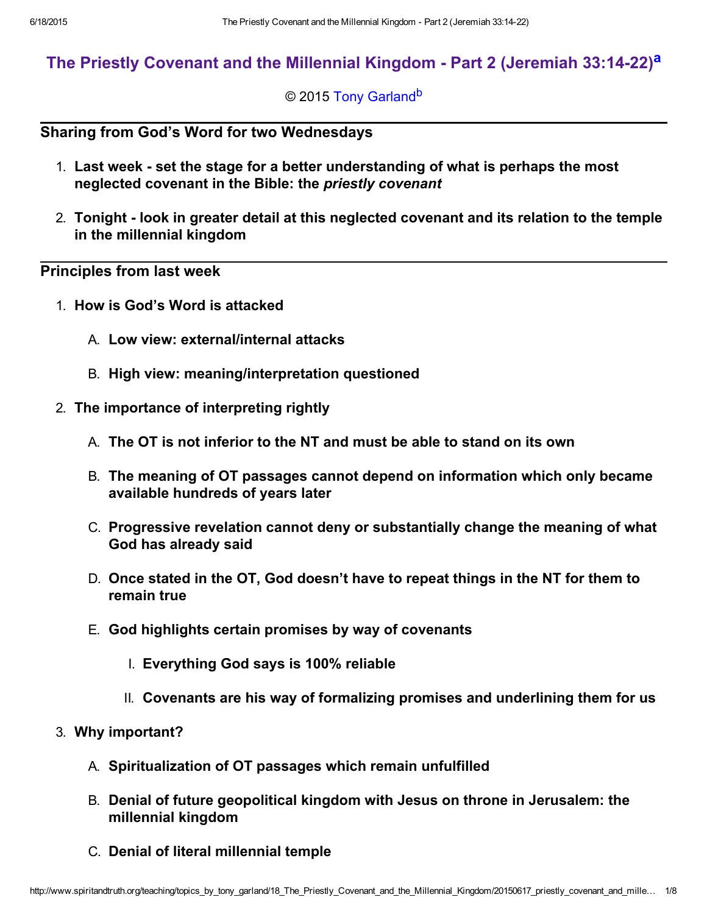# The Priestly Covenant and the Millennial Kingdom - Part 2 (Jeremiah 33:14-22)[a]

© 2015 Tony Garland[b]

## Sharing from God's Word for two Wednesdays

1. **Last week - set the stage for a better understanding of what is perhaps the most neglected covenant in the Bible: the *priestly covenant***
2. **Tonight - look in greater detail at this neglected covenant and its relation to the temple in the millennial kingdom**

## Principles from last week

1. **How is God's Word is attacked**
   A. **Low view: external/internal attacks**
   B. **High view: meaning/interpretation questioned**
2. **The importance of interpreting rightly**
   A. **The OT is not inferior to the NT and must be able to stand on its own**
   B. **The meaning of OT passages cannot depend on information which only became available hundreds of years later**
   C. **Progressive revelation cannot deny or substantially change the meaning of what God has already said**
   D. **Once stated in the OT, God doesn't have to repeat things in the NT for them to remain true**
   E. **God highlights certain promises by way of covenants**
      I. **Everything God says is 100% reliable**
      II. **Covenants are his way of formalizing promises and underlining them for us**
3. **Why important?**
   A. **Spiritualization of OT passages which remain unfulfilled**
   B. **Denial of future geopolitical kingdom with Jesus on throne in Jerusalem: the millennial kingdom**
   C. **Denial of literal millennial temple**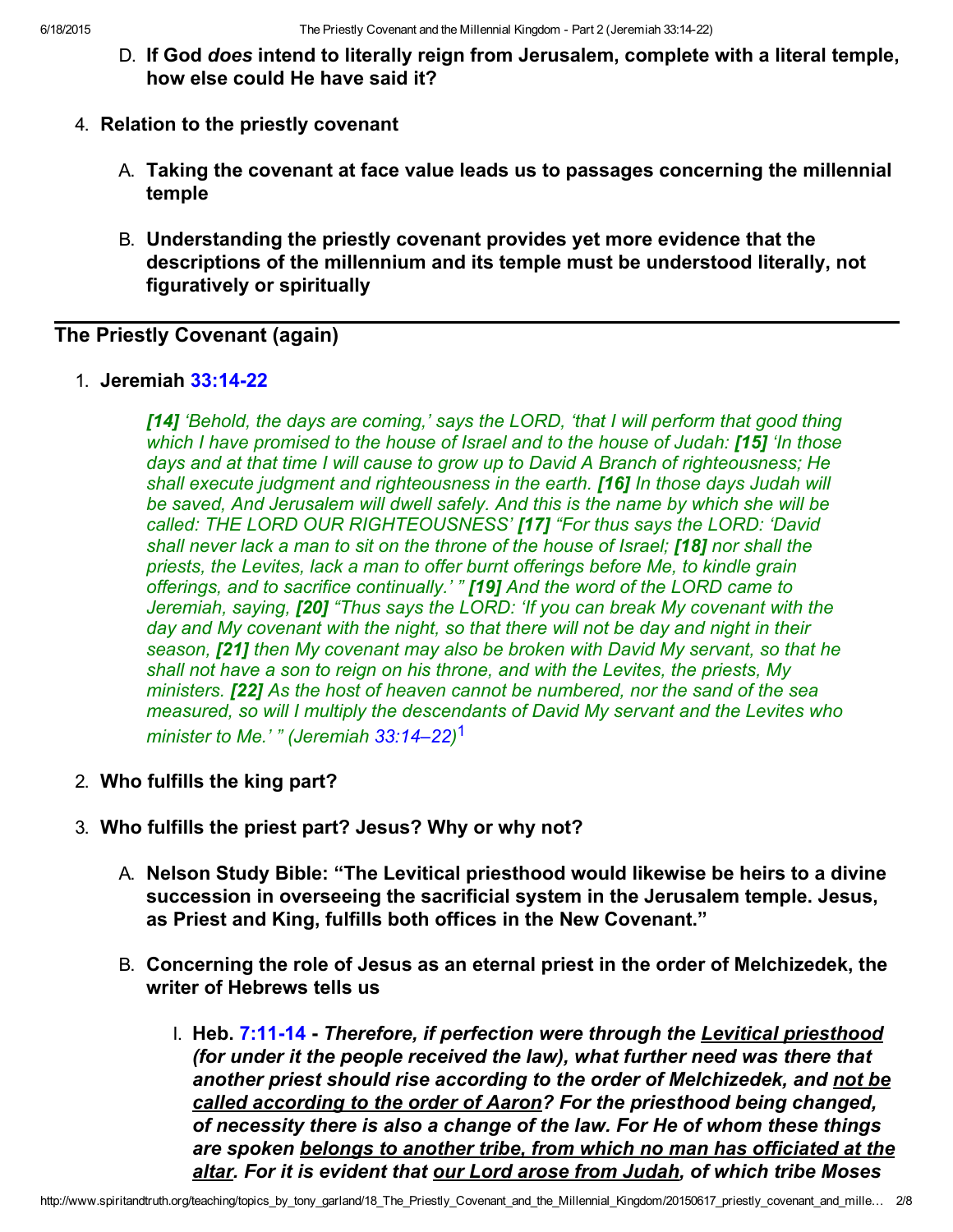D. **If God *does* intend to literally reign from Jerusalem, complete with a literal temple, how else could He have said it?**

4. **Relation to the priestly covenant**

   A. **Taking the covenant at face value leads us to passages concerning the millennial temple**

   B. **Understanding the priestly covenant provides yet more evidence that the descriptions of the millennium and its temple must be understood literally, not figuratively or spiritually**

---

## The Priestly Covenant (again)

1. **Jeremiah 33:14-22**

   > ***[14]*** *'Behold, the days are coming,' says the LORD, 'that I will perform that good thing which I have promised to the house of Israel and to the house of Judah:* ***[15]*** *'In those days and at that time I will cause to grow up to David A Branch of righteousness; He shall execute judgment and righteousness in the earth.* ***[16]*** *In those days Judah will be saved, And Jerusalem will dwell safely. And this is the name by which she will be called: THE LORD OUR RIGHTEOUSNESS'* ***[17]*** *"For thus says the LORD: 'David shall never lack a man to sit on the throne of the house of Israel;* ***[18]*** *nor shall the priests, the Levites, lack a man to offer burnt offerings before Me, to kindle grain offerings, and to sacrifice continually.' "* ***[19]*** *And the word of the LORD came to Jeremiah, saying,* ***[20]*** *"Thus says the LORD: 'If you can break My covenant with the day and My covenant with the night, so that there will not be day and night in their season,* ***[21]*** *then My covenant may also be broken with David My servant, so that he shall not have a son to reign on his throne, and with the Levites, the priests, My ministers.* ***[22]*** *As the host of heaven cannot be numbered, nor the sand of the sea measured, so will I multiply the descendants of David My servant and the Levites who minister to Me.' " (Jeremiah 33:14–22)*[1]

2. **Who fulfills the king part?**

3. **Who fulfills the priest part? Jesus? Why or why not?**

   A. **Nelson Study Bible: "The Levitical priesthood would likewise be heirs to a divine succession in overseeing the sacrificial system in the Jerusalem temple. Jesus, as Priest and King, fulfills both offices in the New Covenant."**

   B. **Concerning the role of Jesus as an eternal priest in the order of Melchizedek, the writer of Hebrews tells us**

      I. **Heb. 7:11-14** - ***Therefore, if perfection were through the <u>Levitical priesthood</u> (for under it the people received the law), what further need was there that another priest should rise according to the order of Melchizedek, and <u>not be called according to the order of Aaron</u>? For the priesthood being changed, of necessity there is also a change of the law. For He of whom these things are spoken <u>belongs to another tribe, from which no man has officiated at the altar</u>. For it is evident that <u>our Lord arose from Judah</u>, of which tribe Moses***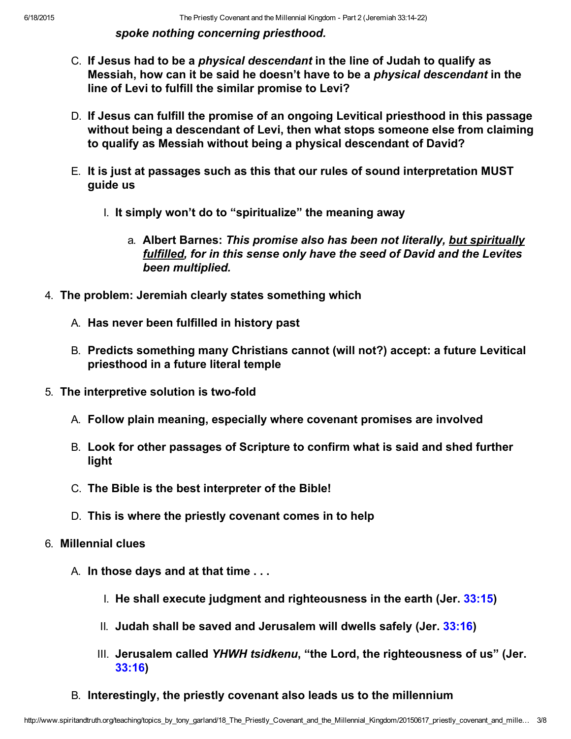***spoke nothing concerning priesthood.***

C. **If Jesus had to be a *physical descendant* in the line of Judah to qualify as Messiah, how can it be said he doesn't have to be a *physical descendant* in the line of Levi to fulfill the similar promise to Levi?**

D. **If Jesus can fulfill the promise of an ongoing Levitical priesthood in this passage without being a descendant of Levi, then what stops someone else from claiming to qualify as Messiah without being a physical descendant of David?**

E. **It is just at passages such as this that our rules of sound interpretation MUST guide us**

   I. **It simply won't do to "spiritualize" the meaning away**

      a. **Albert Barnes: *This promise also has been not literally, <u>but spiritually fulfilled</u>, for in this sense only have the seed of David and the Levites been multiplied.***

4. **The problem: Jeremiah clearly states something which**

   A. **Has never been fulfilled in history past**

   B. **Predicts something many Christians cannot (will not?) accept: a future Levitical priesthood in a future literal temple**

5. **The interpretive solution is two-fold**

   A. **Follow plain meaning, especially where covenant promises are involved**

   B. **Look for other passages of Scripture to confirm what is said and shed further light**

   C. **The Bible is the best interpreter of the Bible!**

   D. **This is where the priestly covenant comes in to help**

6. **Millennial clues**

   A. **In those days and at that time . . .**

      I. **He shall execute judgment and righteousness in the earth (Jer. 33:15)**

      II. **Judah shall be saved and Jerusalem will dwells safely (Jer. 33:16)**

      III. **Jerusalem called *YHWH tsidkenu*, "the Lord, the righteousness of us" (Jer. 33:16)**

   B. **Interestingly, the priestly covenant also leads us to the millennium**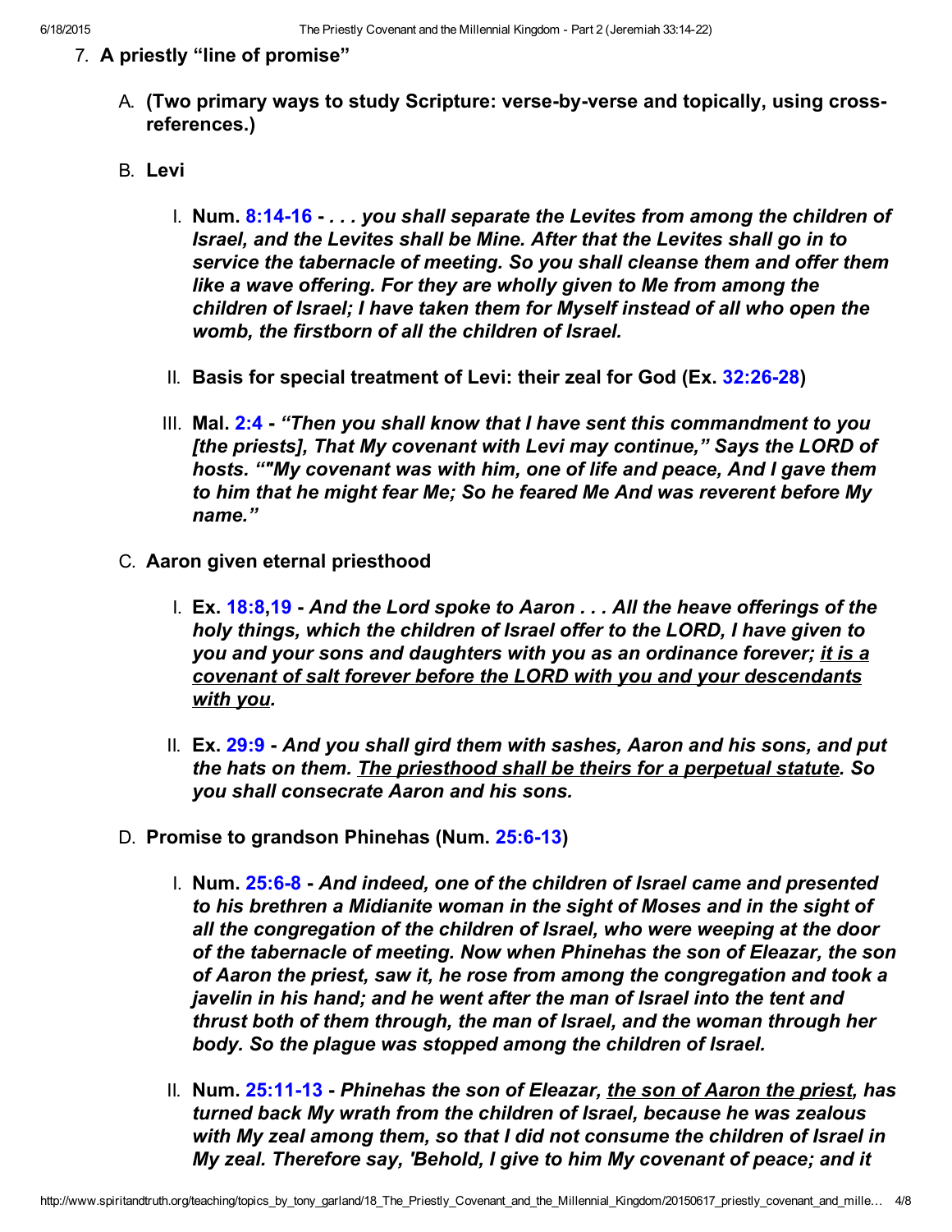7. **A priestly "line of promise"**

   A. **(Two primary ways to study Scripture: verse-by-verse and topically, using cross-references.)**

   B. **Levi**

      I. **Num. 8:14-16 -** ***. . . you shall separate the Levites from among the children of Israel, and the Levites shall be Mine. After that the Levites shall go in to service the tabernacle of meeting. So you shall cleanse them and offer them like a wave offering. For they are wholly given to Me from among the children of Israel; I have taken them for Myself instead of all who open the womb, the firstborn of all the children of Israel.***

      II. **Basis for special treatment of Levi: their zeal for God (Ex. 32:26-28)**

      III. **Mal. 2:4 -** ***"Then you shall know that I have sent this commandment to you [the priests], That My covenant with Levi may continue," Says the LORD of hosts. ""My covenant was with him, one of life and peace, And I gave them to him that he might fear Me; So he feared Me And was reverent before My name."***

   C. **Aaron given eternal priesthood**

      I. **Ex. 18:8,19 -** ***And the Lord spoke to Aaron . . . All the heave offerings of the holy things, which the children of Israel offer to the LORD, I have given to you and your sons and daughters with you as an ordinance forever; <u>it is a covenant of salt forever before the LORD with you and your descendants with you</u>.***

      II. **Ex. 29:9 -** ***And you shall gird them with sashes, Aaron and his sons, and put the hats on them. <u>The priesthood shall be theirs for a perpetual statute</u>. So you shall consecrate Aaron and his sons.***

   D. **Promise to grandson Phinehas (Num. 25:6-13)**

      I. **Num. 25:6-8 -** ***And indeed, one of the children of Israel came and presented to his brethren a Midianite woman in the sight of Moses and in the sight of all the congregation of the children of Israel, who were weeping at the door of the tabernacle of meeting. Now when Phinehas the son of Eleazar, the son of Aaron the priest, saw it, he rose from among the congregation and took a javelin in his hand; and he went after the man of Israel into the tent and thrust both of them through, the man of Israel, and the woman through her body. So the plague was stopped among the children of Israel.***

      II. **Num. 25:11-13 -** ***Phinehas the son of Eleazar, <u>the son of Aaron the priest</u>, has turned back My wrath from the children of Israel, because he was zealous with My zeal among them, so that I did not consume the children of Israel in My zeal. Therefore say, 'Behold, I give to him My covenant of peace; and it***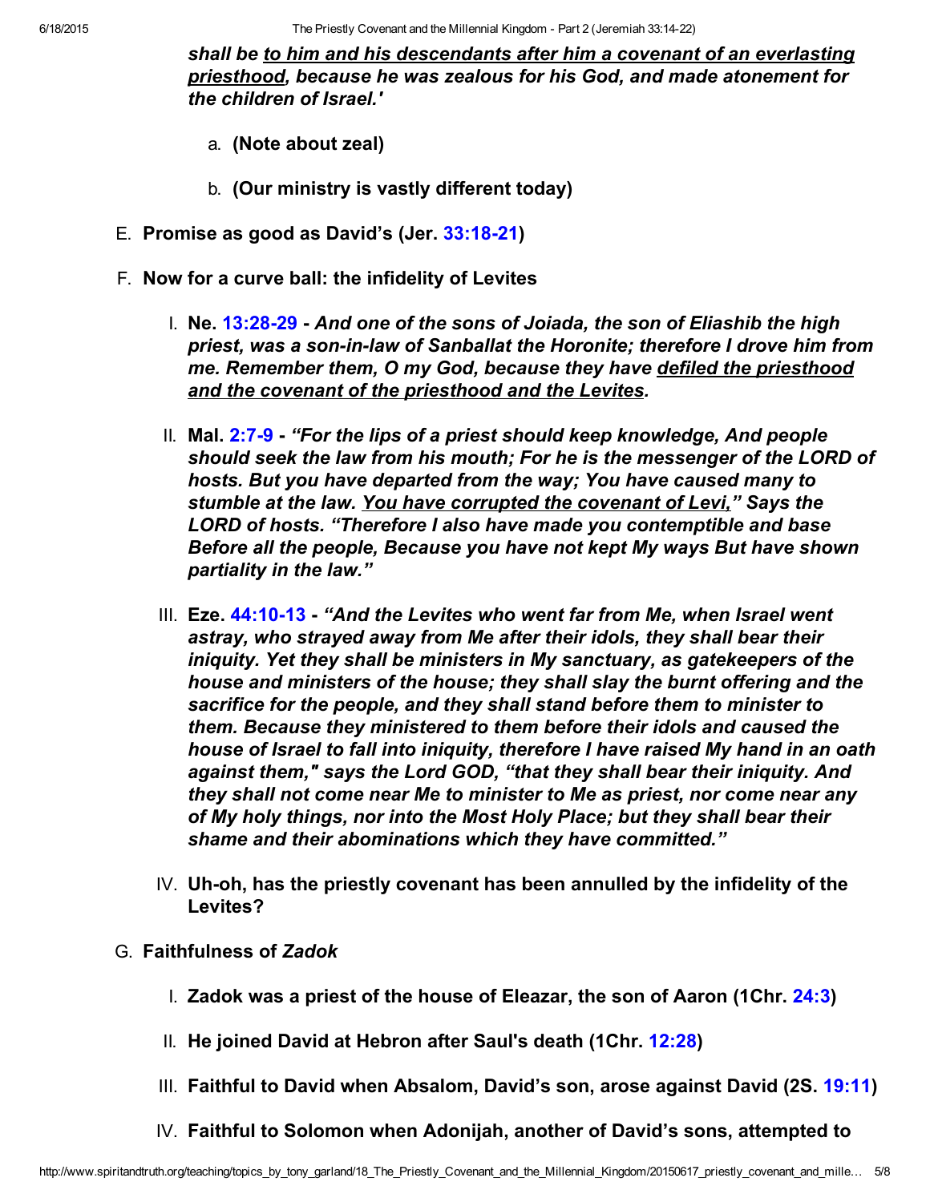***shall be <u>to him and his descendants after him a covenant of an everlasting priesthood</u>, because he was zealous for his God, and made atonement for the children of Israel.'***

a. **(Note about zeal)**

b. **(Our ministry is vastly different today)**

E. **Promise as good as David's (Jer. 33:18-21)**

F. **Now for a curve ball: the infidelity of Levites**

I. **Ne. 13:28-29 -** ***And one of the sons of Joiada, the son of Eliashib the high priest, was a son-in-law of Sanballat the Horonite; therefore I drove him from me. Remember them, O my God, because they have <u>defiled the priesthood and the covenant of the priesthood and the Levites</u>.***

II. **Mal. 2:7-9 -** ***"For the lips of a priest should keep knowledge, And people should seek the law from his mouth; For he is the messenger of the LORD of hosts. But you have departed from the way; You have caused many to stumble at the law. <u>You have corrupted the covenant of Levi,</u>" Says the LORD of hosts. "Therefore I also have made you contemptible and base Before all the people, Because you have not kept My ways But have shown partiality in the law."***

III. **Eze. 44:10-13 -** ***"And the Levites who went far from Me, when Israel went astray, who strayed away from Me after their idols, they shall bear their iniquity. Yet they shall be ministers in My sanctuary, as gatekeepers of the house and ministers of the house; they shall slay the burnt offering and the sacrifice for the people, and they shall stand before them to minister to them. Because they ministered to them before their idols and caused the house of Israel to fall into iniquity, therefore I have raised My hand in an oath against them," says the Lord GOD, "that they shall bear their iniquity. And they shall not come near Me to minister to Me as priest, nor come near any of My holy things, nor into the Most Holy Place; but they shall bear their shame and their abominations which they have committed."***

IV. **Uh-oh, has the priestly covenant has been annulled by the infidelity of the Levites?**

G. **Faithfulness of *Zadok***

I. **Zadok was a priest of the house of Eleazar, the son of Aaron (1Chr. 24:3)**

II. **He joined David at Hebron after Saul's death (1Chr. 12:28)**

III. **Faithful to David when Absalom, David's son, arose against David (2S. 19:11)**

IV. **Faithful to Solomon when Adonijah, another of David's sons, attempted to**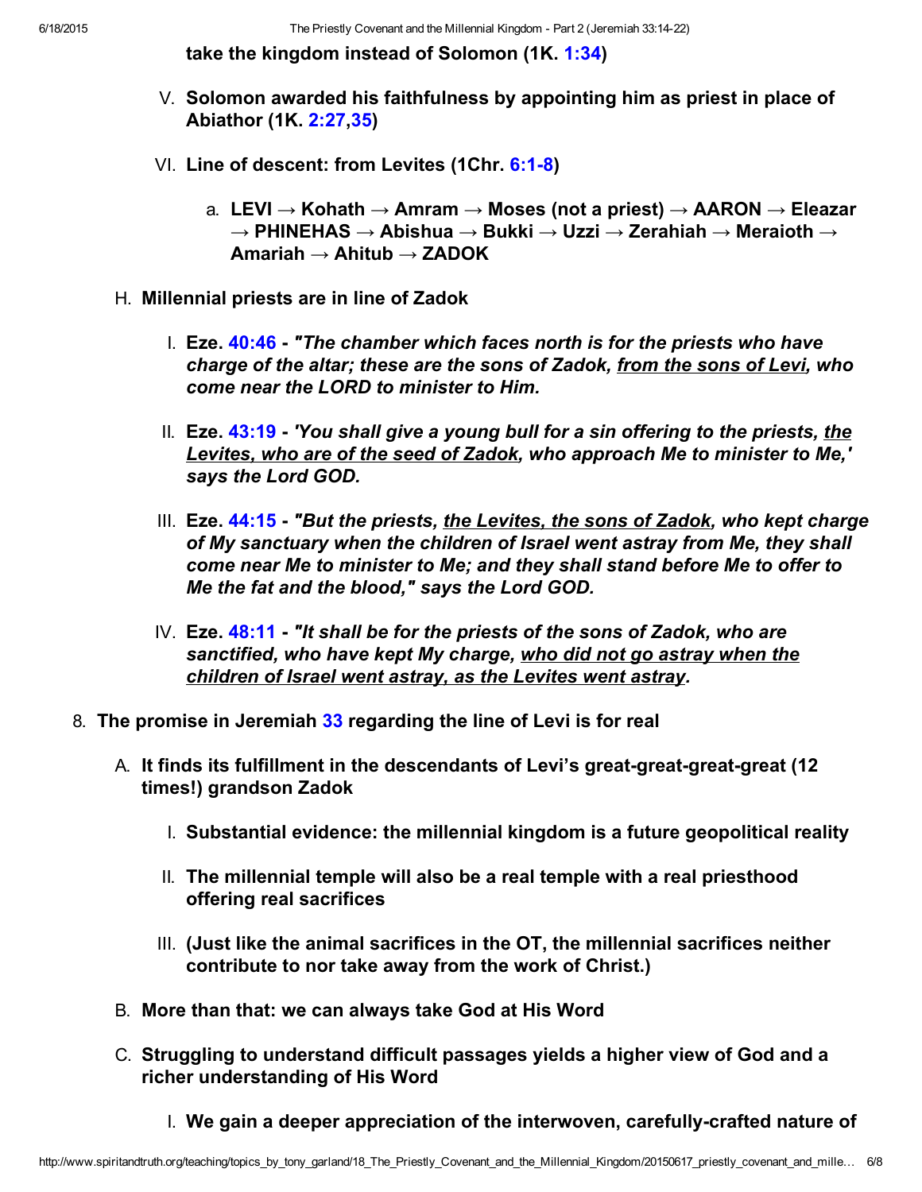**take the kingdom instead of Solomon (1K. 1:34)**

V. **Solomon awarded his faithfulness by appointing him as priest in place of Abiathor (1K. 2:27,35)**

VI. **Line of descent: from Levites (1Chr. 6:1-8)**

a. **LEVI → Kohath → Amram → Moses (not a priest) → AARON → Eleazar → PHINEHAS → Abishua → Bukki → Uzzi → Zerahiah → Meraioth → Amariah → Ahitub → ZADOK**

H. **Millennial priests are in line of Zadok**

I. **Eze. 40:46 -** ***"The chamber which faces north is for the priests who have charge of the altar; these are the sons of Zadok, <u>from the sons of Levi</u>, who come near the LORD to minister to Him.***

II. **Eze. 43:19 -** ***'You shall give a young bull for a sin offering to the priests, <u>the Levites, who are of the seed of Zadok</u>, who approach Me to minister to Me,' says the Lord GOD.***

III. **Eze. 44:15 -** ***"But the priests, <u>the Levites, the sons of Zadok</u>, who kept charge of My sanctuary when the children of Israel went astray from Me, they shall come near Me to minister to Me; and they shall stand before Me to offer to Me the fat and the blood," says the Lord GOD.***

IV. **Eze. 48:11 -** ***"It shall be for the priests of the sons of Zadok, who are sanctified, who have kept My charge, <u>who did not go astray when the children of Israel went astray, as the Levites went astray</u>.***

8. **The promise in Jeremiah 33 regarding the line of Levi is for real**

A. **It finds its fulfillment in the descendants of Levi's great-great-great-great (12 times!) grandson Zadok**

I. **Substantial evidence: the millennial kingdom is a future geopolitical reality**

II. **The millennial temple will also be a real temple with a real priesthood offering real sacrifices**

III. **(Just like the animal sacrifices in the OT, the millennial sacrifices neither contribute to nor take away from the work of Christ.)**

B. **More than that: we can always take God at His Word**

C. **Struggling to understand difficult passages yields a higher view of God and a richer understanding of His Word**

I. **We gain a deeper appreciation of the interwoven, carefully-crafted nature of**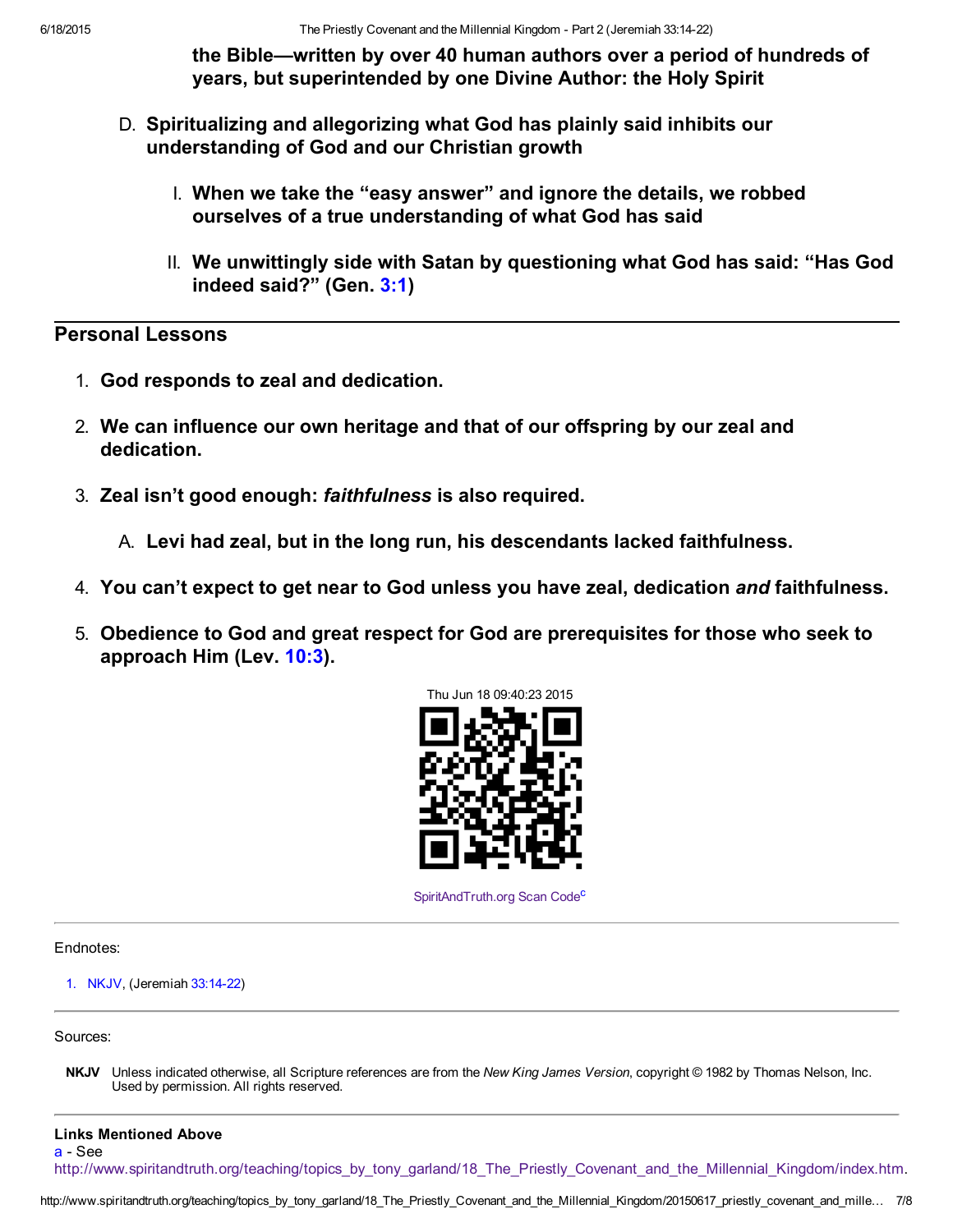**the Bible—written by over 40 human authors over a period of hundreds of years, but superintended by one Divine Author: the Holy Spirit**

D. **Spiritualizing and allegorizing what God has plainly said inhibits our understanding of God and our Christian growth**

   I. **When we take the "easy answer" and ignore the details, we robbed ourselves of a true understanding of what God has said**

   II. **We unwittingly side with Satan by questioning what God has said: "Has God indeed said?" (Gen. 3:1)**

---

## Personal Lessons

1. **God responds to zeal and dedication.**
2. **We can influence our own heritage and that of our offspring by our zeal and dedication.**
3. **Zeal isn't good enough: *faithfulness* is also required.**
   A. **Levi had zeal, but in the long run, his descendants lacked faithfulness.**
4. **You can't expect to get near to God unless you have zeal, dedication *and* faithfulness.**
5. **Obedience to God and great respect for God are prerequisites for those who seek to approach Him (Lev. 10:3).**

Thu Jun 18 09:40:23 2015

SpiritAndTruth.org Scan Code[c]

---

Endnotes:

1. NKJV, (Jeremiah 33:14-22)

---

Sources:

**NKJV** Unless indicated otherwise, all Scripture references are from the *New King James Version*, copyright © 1982 by Thomas Nelson, Inc. Used by permission. All rights reserved.

---

**Links Mentioned Above**

a - See http://www.spiritandtruth.org/teaching/topics_by_tony_garland/18_The_Priestly_Covenant_and_the_Millennial_Kingdom/index.htm.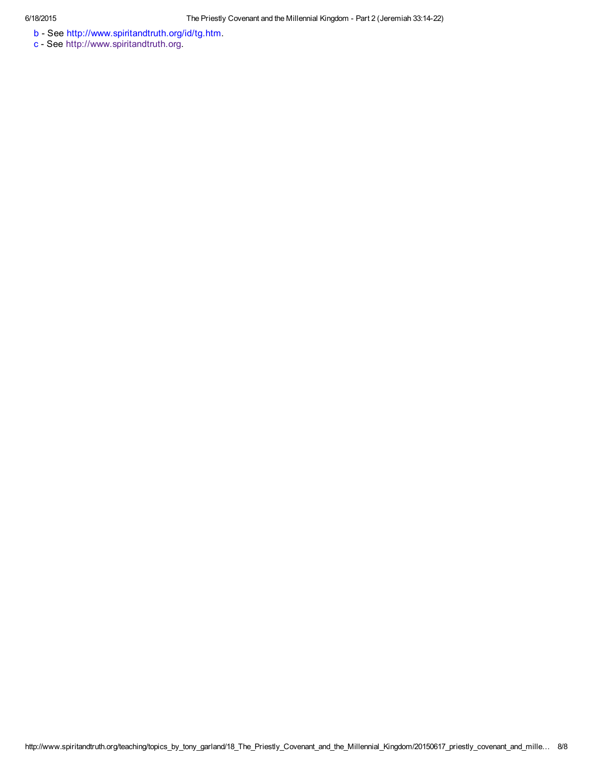b - See http://www.spiritandtruth.org/id/tg.htm.
c - See http://www.spiritandtruth.org.